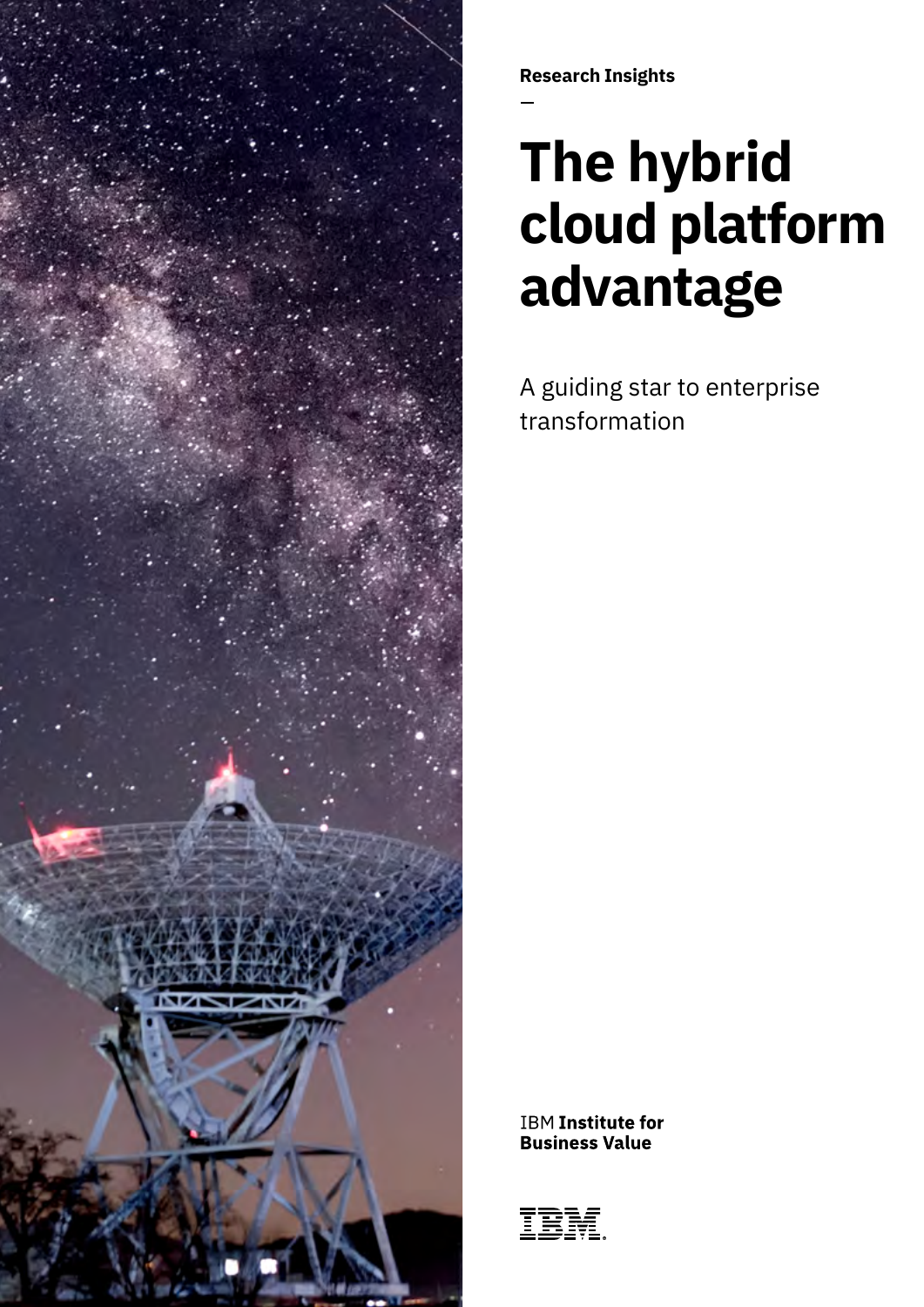**Research Insights**

# The hybrid cloud platform advantage

A guiding star to enterprise transformation

IBM **Institute for Business Value**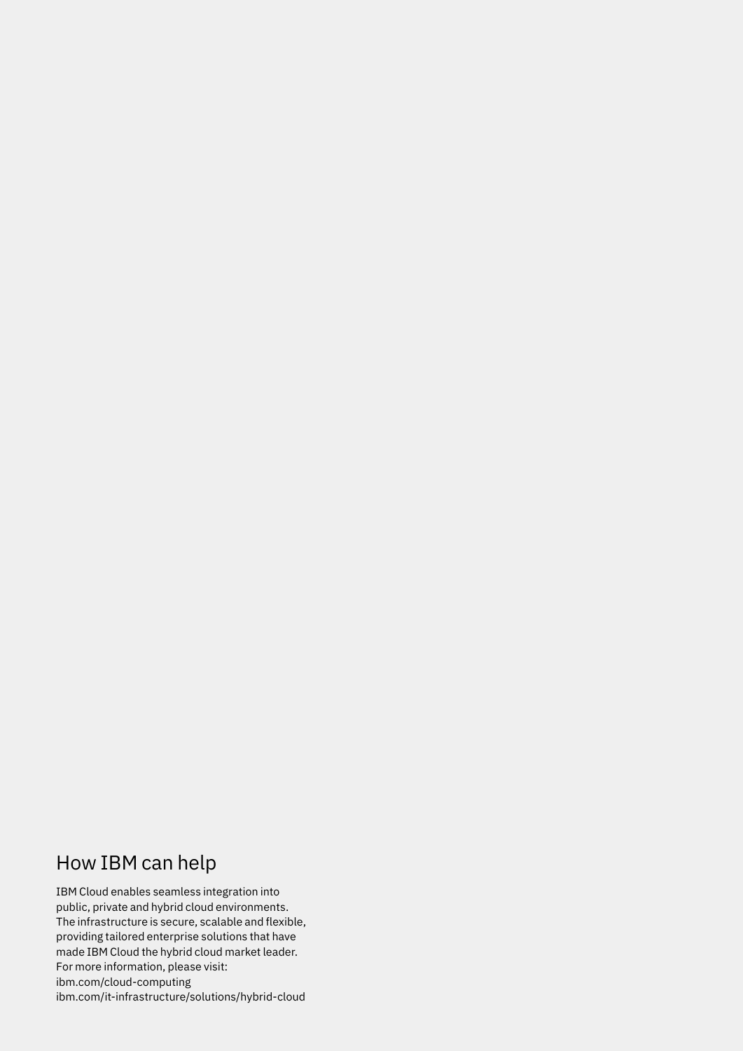## How IBM can help

IBM Cloud enables seamless integration into public, private and hybrid cloud environments. The infrastructure is secure, scalable and flexible, providing tailored enterprise solutions that have made IBM Cloud the hybrid cloud market leader. For more information, please visit:
ibm.com/cloud-computing
ibm.com/it-infrastructure/solutions/hybrid-cloud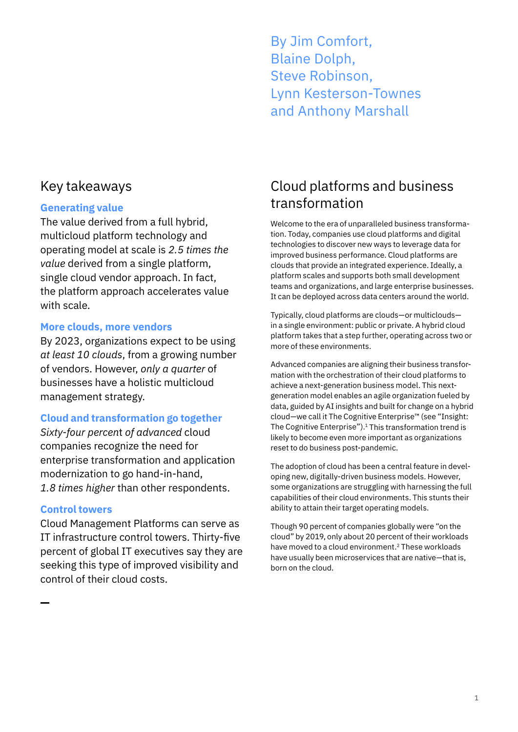By Jim Comfort,
Blaine Dolph,
Steve Robinson,
Lynn Kesterson-Townes
and Anthony Marshall

## Key takeaways

**Generating value**

The value derived from a full hybrid, multicloud platform technology and operating model at scale is *2.5 times the value* derived from a single platform, single cloud vendor approach. In fact, the platform approach accelerates value with scale.

**More clouds, more vendors**

By 2023, organizations expect to be using *at least 10 clouds*, from a growing number of vendors. However, *only a quarter* of businesses have a holistic multicloud management strategy.

**Cloud and transformation go together**

*Sixty-four percent of advanced* cloud companies recognize the need for enterprise transformation and application modernization to go hand-in-hand, *1.8 times higher* than other respondents.

**Control towers**

Cloud Management Platforms can serve as IT infrastructure control towers. Thirty-five percent of global IT executives say they are seeking this type of improved visibility and control of their cloud costs.

## Cloud platforms and business transformation

Welcome to the era of unparalleled business transformation. Today, companies use cloud platforms and digital technologies to discover new ways to leverage data for improved business performance. Cloud platforms are clouds that provide an integrated experience. Ideally, a platform scales and supports both small development teams and organizations, and large enterprise businesses. It can be deployed across data centers around the world.

Typically, cloud platforms are clouds—or multiclouds—in a single environment: public or private. A hybrid cloud platform takes that a step further, operating across two or more of these environments.

Advanced companies are aligning their business transformation with the orchestration of their cloud platforms to achieve a next-generation business model. This next-generation model enables an agile organization fueled by data, guided by AI insights and built for change on a hybrid cloud—we call it The Cognitive Enterprise™ (see "Insight: The Cognitive Enterprise").[1] This transformation trend is likely to become even more important as organizations reset to do business post-pandemic.

The adoption of cloud has been a central feature in developing new, digitally-driven business models. However, some organizations are struggling with harnessing the full capabilities of their cloud environments. This stunts their ability to attain their target operating models.

Though 90 percent of companies globally were "on the cloud" by 2019, only about 20 percent of their workloads have moved to a cloud environment.[2] These workloads have usually been microservices that are native—that is, born on the cloud.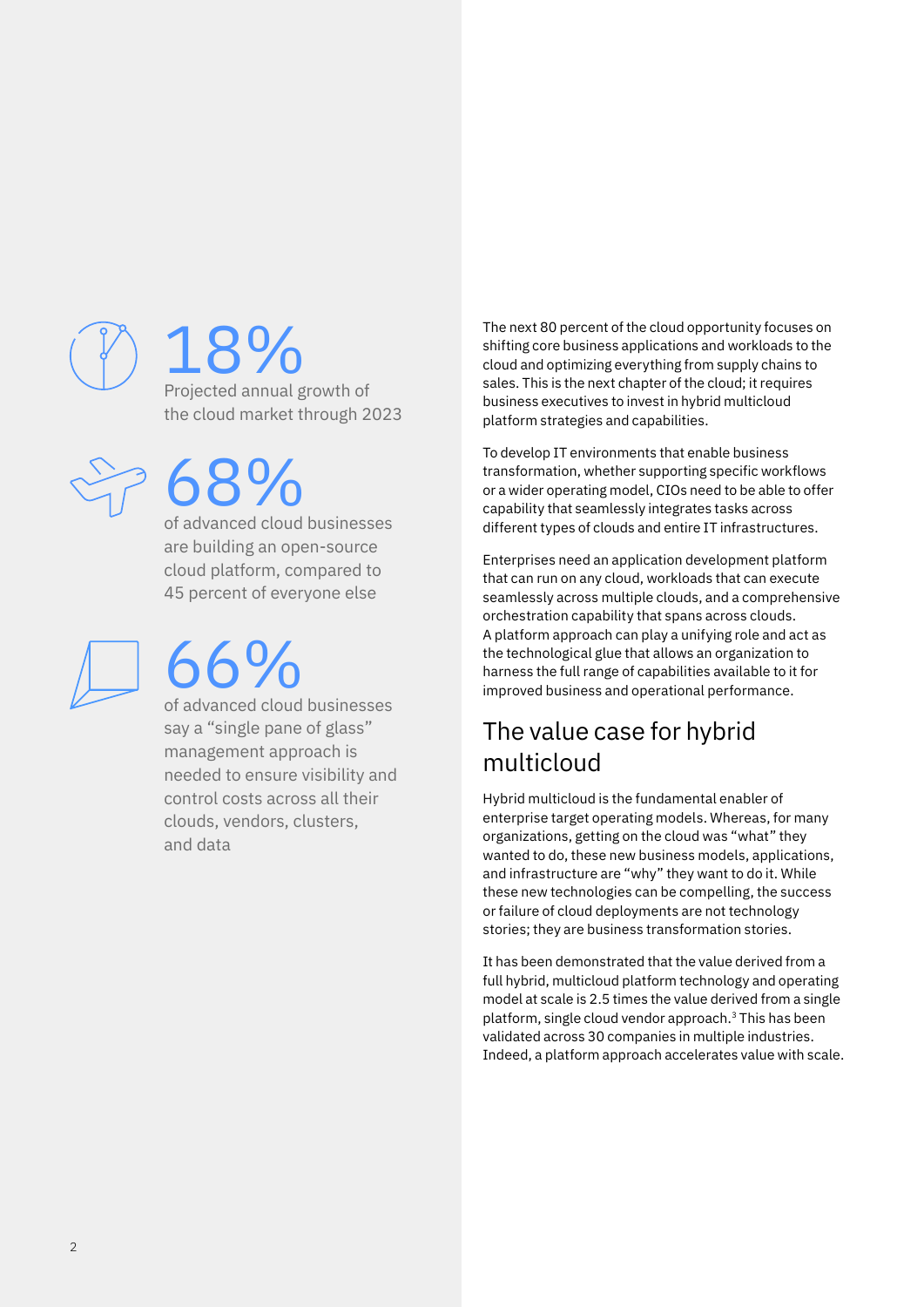18%

Projected annual growth of the cloud market through 2023

68%

of advanced cloud businesses are building an open-source cloud platform, compared to 45 percent of everyone else

66%

of advanced cloud businesses say a “single pane of glass” management approach is needed to ensure visibility and control costs across all their clouds, vendors, clusters, and data

The next 80 percent of the cloud opportunity focuses on shifting core business applications and workloads to the cloud and optimizing everything from supply chains to sales. This is the next chapter of the cloud; it requires business executives to invest in hybrid multicloud platform strategies and capabilities.

To develop IT environments that enable business transformation, whether supporting specific workflows or a wider operating model, CIOs need to be able to offer capability that seamlessly integrates tasks across different types of clouds and entire IT infrastructures.

Enterprises need an application development platform that can run on any cloud, workloads that can execute seamlessly across multiple clouds, and a comprehensive orchestration capability that spans across clouds. A platform approach can play a unifying role and act as the technological glue that allows an organization to harness the full range of capabilities available to it for improved business and operational performance.

## The value case for hybrid multicloud

Hybrid multicloud is the fundamental enabler of enterprise target operating models. Whereas, for many organizations, getting on the cloud was “what” they wanted to do, these new business models, applications, and infrastructure are “why” they want to do it. While these new technologies can be compelling, the success or failure of cloud deployments are not technology stories; they are business transformation stories.

It has been demonstrated that the value derived from a full hybrid, multicloud platform technology and operating model at scale is 2.5 times the value derived from a single platform, single cloud vendor approach.[3] This has been validated across 30 companies in multiple industries. Indeed, a platform approach accelerates value with scale.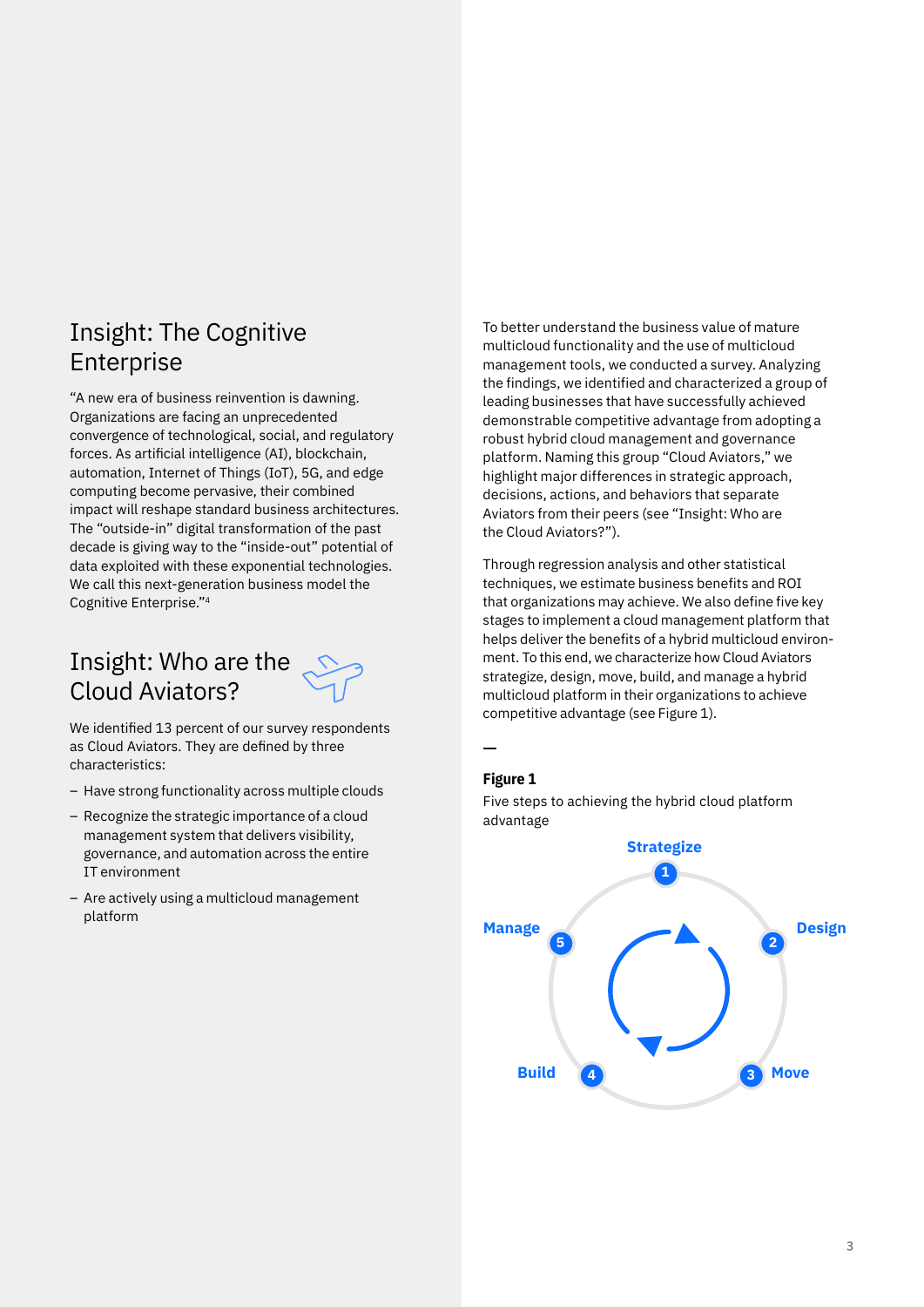## Insight: The Cognitive Enterprise

"A new era of business reinvention is dawning. Organizations are facing an unprecedented convergence of technological, social, and regulatory forces. As artificial intelligence (AI), blockchain, automation, Internet of Things (IoT), 5G, and edge computing become pervasive, their combined impact will reshape standard business architectures. The "outside-in" digital transformation of the past decade is giving way to the "inside-out" potential of data exploited with these exponential technologies. We call this next-generation business model the Cognitive Enterprise."[4]

## Insight: Who are the Cloud Aviators?

We identified 13 percent of our survey respondents as Cloud Aviators. They are defined by three characteristics:

- Have strong functionality across multiple clouds
- Recognize the strategic importance of a cloud management system that delivers visibility, governance, and automation across the entire IT environment
- Are actively using a multicloud management platform

To better understand the business value of mature multicloud functionality and the use of multicloud management tools, we conducted a survey. Analyzing the findings, we identified and characterized a group of leading businesses that have successfully achieved demonstrable competitive advantage from adopting a robust hybrid cloud management and governance platform. Naming this group "Cloud Aviators," we highlight major differences in strategic approach, decisions, actions, and behaviors that separate Aviators from their peers (see "Insight: Who are the Cloud Aviators?").

Through regression analysis and other statistical techniques, we estimate business benefits and ROI that organizations may achieve. We also define five key stages to implement a cloud management platform that helps deliver the benefits of a hybrid multicloud environment. To this end, we characterize how Cloud Aviators strategize, design, move, build, and manage a hybrid multicloud platform in their organizations to achieve competitive advantage (see Figure 1).

**Figure 1**

Five steps to achieving the hybrid cloud platform advantage

1. Strategize
2. Design
3. Move
4. Build
5. Manage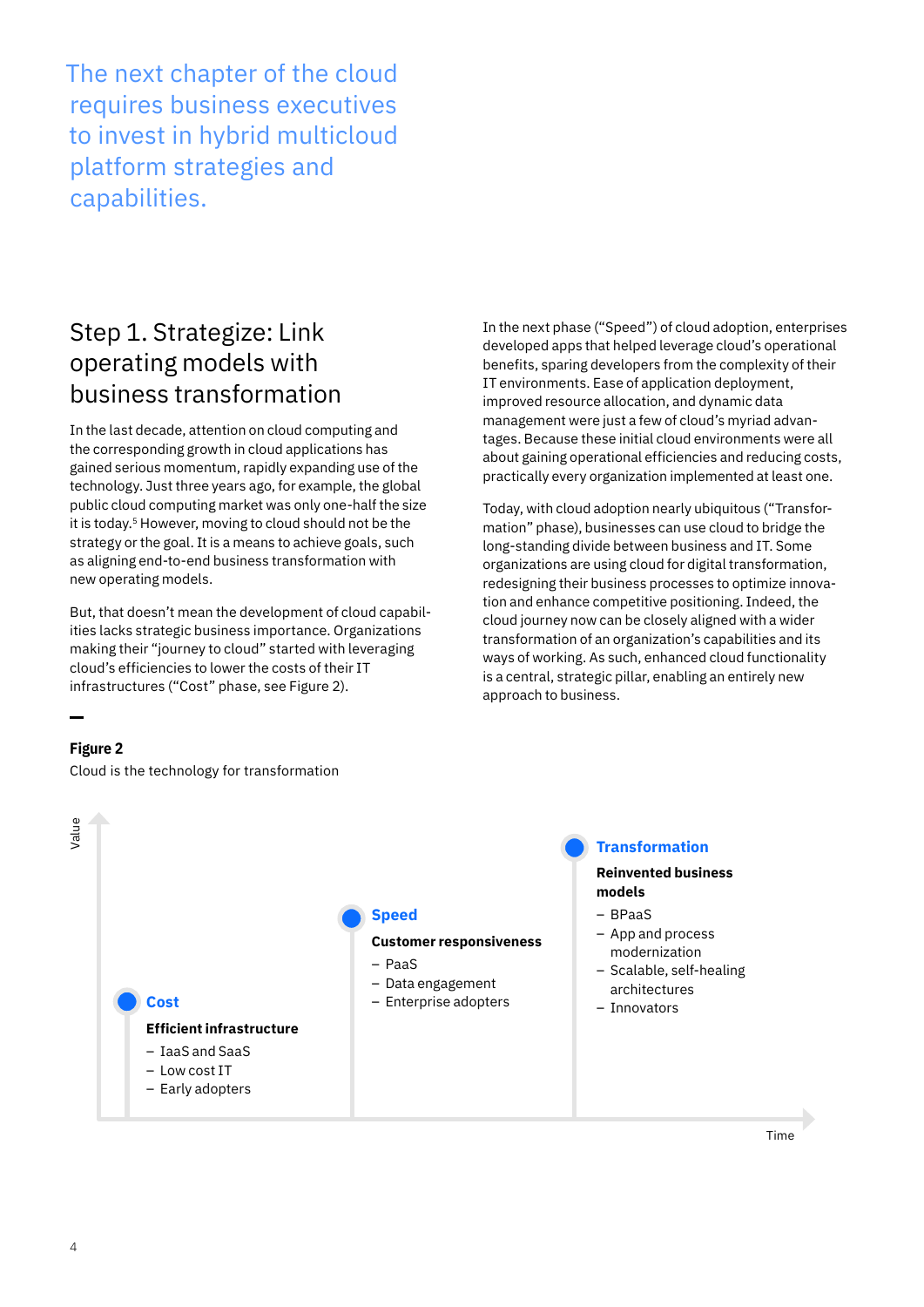The next chapter of the cloud requires business executives to invest in hybrid multicloud platform strategies and capabilities.

## Step 1. Strategize: Link operating models with business transformation

In the last decade, attention on cloud computing and the corresponding growth in cloud applications has gained serious momentum, rapidly expanding use of the technology. Just three years ago, for example, the global public cloud computing market was only one-half the size it is today.[5] However, moving to cloud should not be the strategy or the goal. It is a means to achieve goals, such as aligning end-to-end business transformation with new operating models.

But, that doesn't mean the development of cloud capabilities lacks strategic business importance. Organizations making their "journey to cloud" started with leveraging cloud's efficiencies to lower the costs of their IT infrastructures ("Cost" phase, see Figure 2).

In the next phase ("Speed") of cloud adoption, enterprises developed apps that helped leverage cloud's operational benefits, sparing developers from the complexity of their IT environments. Ease of application deployment, improved resource allocation, and dynamic data management were just a few of cloud's myriad advantages. Because these initial cloud environments were all about gaining operational efficiencies and reducing costs, practically every organization implemented at least one.

Today, with cloud adoption nearly ubiquitous ("Transformation" phase), businesses can use cloud to bridge the long-standing divide between business and IT. Some organizations are using cloud for digital transformation, redesigning their business processes to optimize innovation and enhance competitive positioning. Indeed, the cloud journey now can be closely aligned with a wider transformation of an organization's capabilities and its ways of working. As such, enhanced cloud functionality is a central, strategic pillar, enabling an entirely new approach to business.

**Figure 2**

Cloud is the technology for transformation

Value

**Cost**

**Efficient infrastructure**
- IaaS and SaaS
- Low cost IT
- Early adopters

**Speed**

**Customer responsiveness**
- PaaS
- Data engagement
- Enterprise adopters

**Transformation**

**Reinvented business models**
- BPaaS
- App and process modernization
- Scalable, self-healing architectures
- Innovators

Time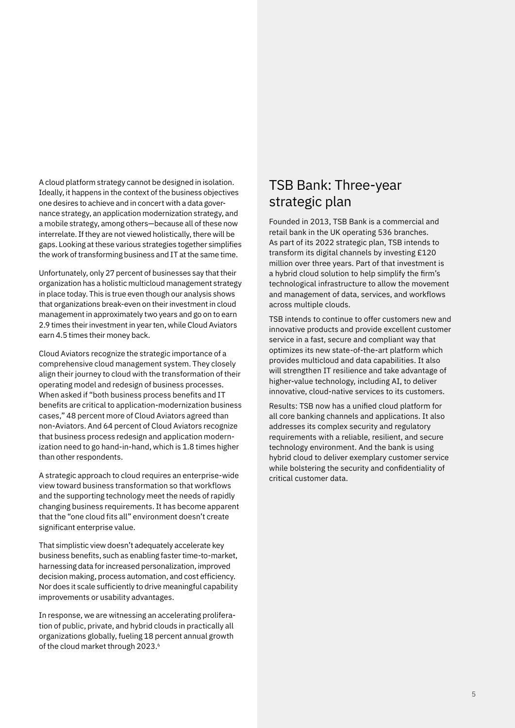A cloud platform strategy cannot be designed in isolation. Ideally, it happens in the context of the business objectives one desires to achieve and in concert with a data governance strategy, an application modernization strategy, and a mobile strategy, among others—because all of these now interrelate. If they are not viewed holistically, there will be gaps. Looking at these various strategies together simplifies the work of transforming business and IT at the same time.

Unfortunately, only 27 percent of businesses say that their organization has a holistic multicloud management strategy in place today. This is true even though our analysis shows that organizations break-even on their investment in cloud management in approximately two years and go on to earn 2.9 times their investment in year ten, while Cloud Aviators earn 4.5 times their money back.

Cloud Aviators recognize the strategic importance of a comprehensive cloud management system. They closely align their journey to cloud with the transformation of their operating model and redesign of business processes. When asked if "both business process benefits and IT benefits are critical to application-modernization business cases," 48 percent more of Cloud Aviators agreed than non-Aviators. And 64 percent of Cloud Aviators recognize that business process redesign and application modernization need to go hand-in-hand, which is 1.8 times higher than other respondents.

A strategic approach to cloud requires an enterprise-wide view toward business transformation so that workflows and the supporting technology meet the needs of rapidly changing business requirements. It has become apparent that the "one cloud fits all" environment doesn't create significant enterprise value.

That simplistic view doesn't adequately accelerate key business benefits, such as enabling faster time-to-market, harnessing data for increased personalization, improved decision making, process automation, and cost efficiency. Nor does it scale sufficiently to drive meaningful capability improvements or usability advantages.

In response, we are witnessing an accelerating proliferation of public, private, and hybrid clouds in practically all organizations globally, fueling 18 percent annual growth of the cloud market through 2023.[6]

## TSB Bank: Three-year strategic plan

Founded in 2013, TSB Bank is a commercial and retail bank in the UK operating 536 branches. As part of its 2022 strategic plan, TSB intends to transform its digital channels by investing £120 million over three years. Part of that investment is a hybrid cloud solution to help simplify the firm's technological infrastructure to allow the movement and management of data, services, and workflows across multiple clouds.

TSB intends to continue to offer customers new and innovative products and provide excellent customer service in a fast, secure and compliant way that optimizes its new state-of-the-art platform which provides multicloud and data capabilities. It also will strengthen IT resilience and take advantage of higher-value technology, including AI, to deliver innovative, cloud-native services to its customers.

Results: TSB now has a unified cloud platform for all core banking channels and applications. It also addresses its complex security and regulatory requirements with a reliable, resilient, and secure technology environment. And the bank is using hybrid cloud to deliver exemplary customer service while bolstering the security and confidentiality of critical customer data.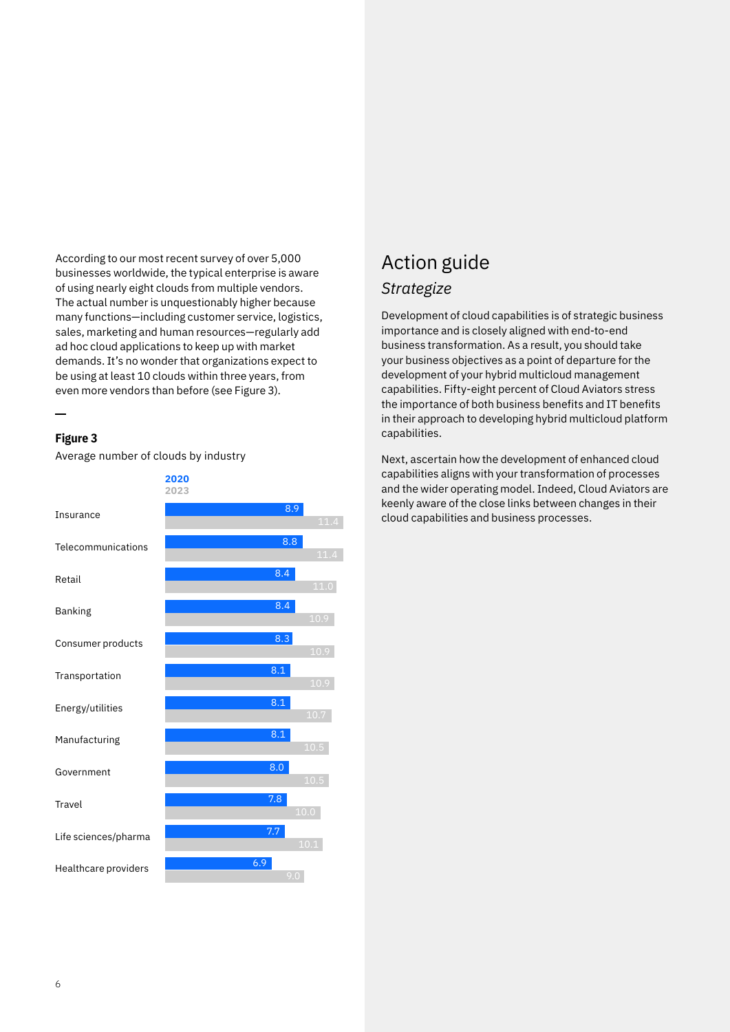According to our most recent survey of over 5,000 businesses worldwide, the typical enterprise is aware of using nearly eight clouds from multiple vendors. The actual number is unquestionably higher because many functions—including customer service, logistics, sales, marketing and human resources—regularly add ad hoc cloud applications to keep up with market demands. It's no wonder that organizations expect to be using at least 10 clouds within three years, from even more vendors than before (see Figure 3).

**Figure 3**

Average number of clouds by industry

2020
2023

Insurance 8.9 11.4
Telecommunications 8.8 11.4
Retail 8.4 11.0
Banking 8.4 10.9
Consumer products 8.3 10.9
Transportation 8.1 10.9
Energy/utilities 8.1 10.7
Manufacturing 8.1 10.5
Government 8.0 10.5
Travel 7.8 10.0
Life sciences/pharma 7.7 10.1
Healthcare providers 6.9 9.0

## Action guide

### *Strategize*

Development of cloud capabilities is of strategic business importance and is closely aligned with end-to-end business transformation. As a result, you should take your business objectives as a point of departure for the development of your hybrid multicloud management capabilities. Fifty-eight percent of Cloud Aviators stress the importance of both business benefits and IT benefits in their approach to developing hybrid multicloud platform capabilities.

Next, ascertain how the development of enhanced cloud capabilities aligns with your transformation of processes and the wider operating model. Indeed, Cloud Aviators are keenly aware of the close links between changes in their cloud capabilities and business processes.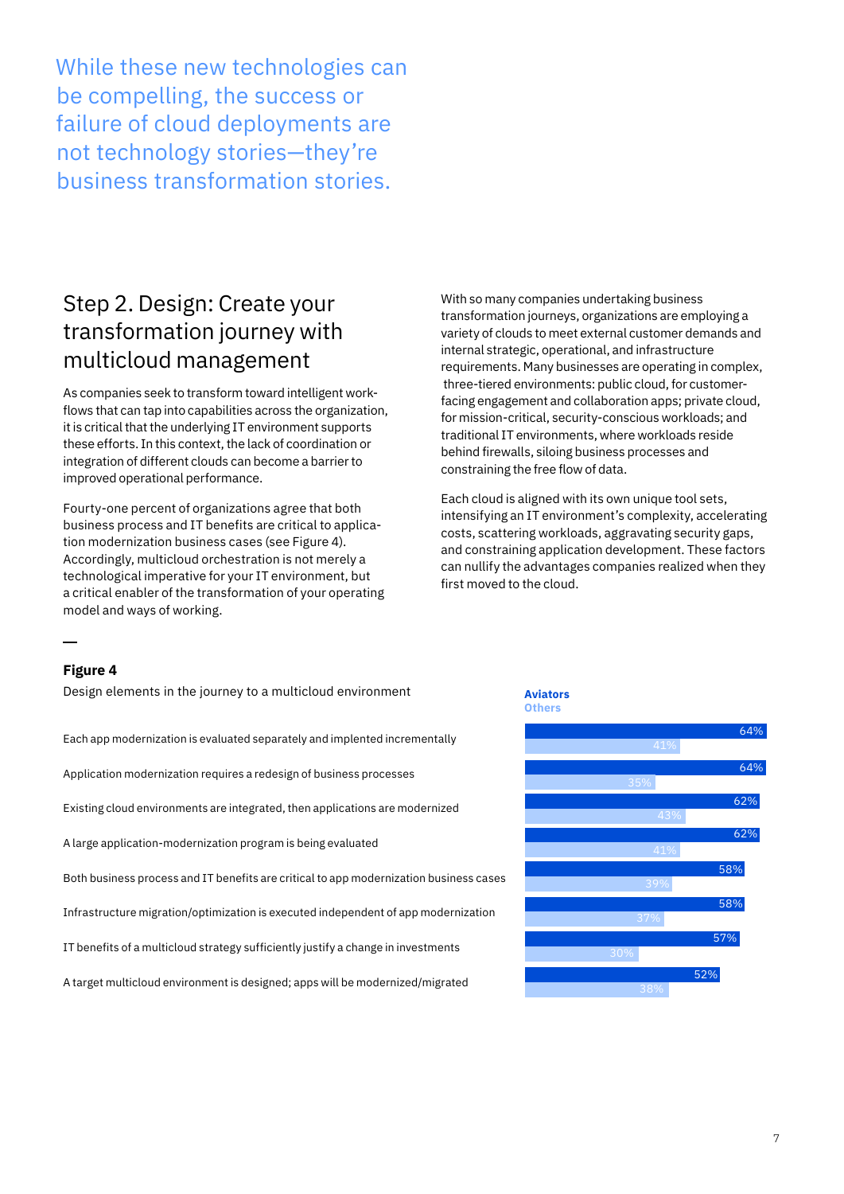While these new technologies can be compelling, the success or failure of cloud deployments are not technology stories—they're business transformation stories.

## Step 2. Design: Create your transformation journey with multicloud management

As companies seek to transform toward intelligent workflows that can tap into capabilities across the organization, it is critical that the underlying IT environment supports these efforts. In this context, the lack of coordination or integration of different clouds can become a barrier to improved operational performance.

Fourty-one percent of organizations agree that both business process and IT benefits are critical to application modernization business cases (see Figure 4). Accordingly, multicloud orchestration is not merely a technological imperative for your IT environment, but a critical enabler of the transformation of your operating model and ways of working.

With so many companies undertaking business transformation journeys, organizations are employing a variety of clouds to meet external customer demands and internal strategic, operational, and infrastructure requirements. Many businesses are operating in complex, three-tiered environments: public cloud, for customer-facing engagement and collaboration apps; private cloud, for mission-critical, security-conscious workloads; and traditional IT environments, where workloads reside behind firewalls, siloing business processes and constraining the free flow of data.

Each cloud is aligned with its own unique tool sets, intensifying an IT environment's complexity, accelerating costs, scattering workloads, aggravating security gaps, and constraining application development. These factors can nullify the advantages companies realized when they first moved to the cloud.

**Figure 4**

Design elements in the journey to a multicloud environment

Aviators
Others

Each app modernization is evaluated separately and implented incrementally
64%
41%

Application modernization requires a redesign of business processes
64%
35%

Existing cloud environments are integrated, then applications are modernized
62%
43%

A large application-modernization program is being evaluated
62%
41%

Both business process and IT benefits are critical to app modernization business cases
58%
39%

Infrastructure migration/optimization is executed independent of app modernization
58%
37%

IT benefits of a multicloud strategy sufficiently justify a change in investments
57%
30%

A target multicloud environment is designed; apps will be modernized/migrated
52%
38%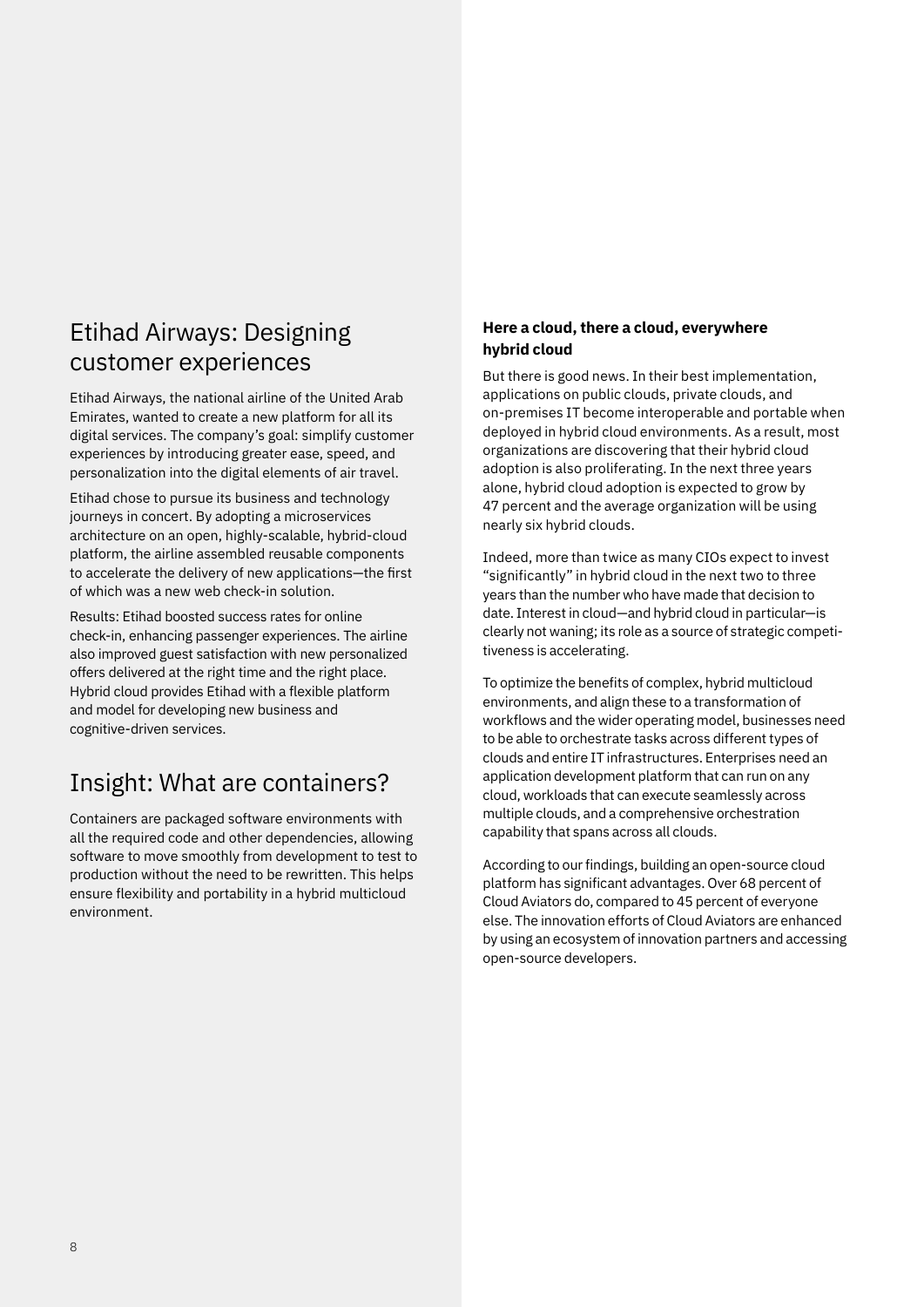## Etihad Airways: Designing customer experiences

Etihad Airways, the national airline of the United Arab Emirates, wanted to create a new platform for all its digital services. The company's goal: simplify customer experiences by introducing greater ease, speed, and personalization into the digital elements of air travel.

Etihad chose to pursue its business and technology journeys in concert. By adopting a microservices architecture on an open, highly-scalable, hybrid-cloud platform, the airline assembled reusable components to accelerate the delivery of new applications—the first of which was a new web check-in solution.

Results: Etihad boosted success rates for online check-in, enhancing passenger experiences. The airline also improved guest satisfaction with new personalized offers delivered at the right time and the right place. Hybrid cloud provides Etihad with a flexible platform and model for developing new business and cognitive-driven services.

## Insight: What are containers?

Containers are packaged software environments with all the required code and other dependencies, allowing software to move smoothly from development to test to production without the need to be rewritten. This helps ensure flexibility and portability in a hybrid multicloud environment.

### Here a cloud, there a cloud, everywhere hybrid cloud

But there is good news. In their best implementation, applications on public clouds, private clouds, and on-premises IT become interoperable and portable when deployed in hybrid cloud environments. As a result, most organizations are discovering that their hybrid cloud adoption is also proliferating. In the next three years alone, hybrid cloud adoption is expected to grow by 47 percent and the average organization will be using nearly six hybrid clouds.

Indeed, more than twice as many CIOs expect to invest "significantly" in hybrid cloud in the next two to three years than the number who have made that decision to date. Interest in cloud—and hybrid cloud in particular—is clearly not waning; its role as a source of strategic competitiveness is accelerating.

To optimize the benefits of complex, hybrid multicloud environments, and align these to a transformation of workflows and the wider operating model, businesses need to be able to orchestrate tasks across different types of clouds and entire IT infrastructures. Enterprises need an application development platform that can run on any cloud, workloads that can execute seamlessly across multiple clouds, and a comprehensive orchestration capability that spans across all clouds.

According to our findings, building an open-source cloud platform has significant advantages. Over 68 percent of Cloud Aviators do, compared to 45 percent of everyone else. The innovation efforts of Cloud Aviators are enhanced by using an ecosystem of innovation partners and accessing open-source developers.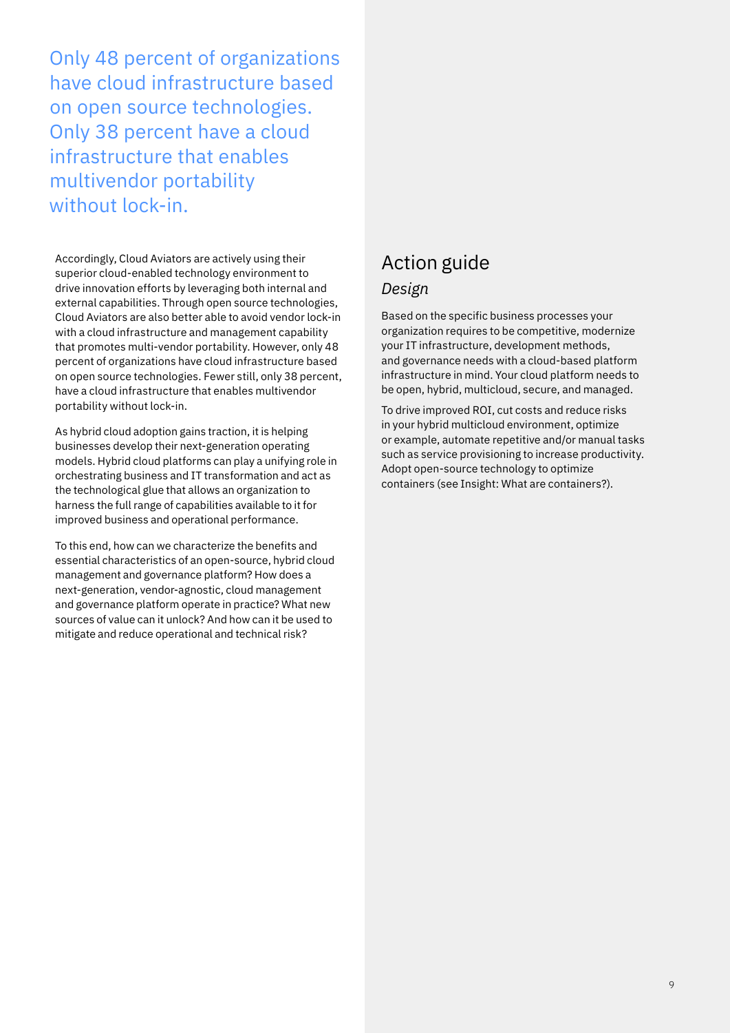Only 48 percent of organizations have cloud infrastructure based on open source technologies. Only 38 percent have a cloud infrastructure that enables multivendor portability without lock-in.

Accordingly, Cloud Aviators are actively using their superior cloud-enabled technology environment to drive innovation efforts by leveraging both internal and external capabilities. Through open source technologies, Cloud Aviators are also better able to avoid vendor lock-in with a cloud infrastructure and management capability that promotes multi-vendor portability. However, only 48 percent of organizations have cloud infrastructure based on open source technologies. Fewer still, only 38 percent, have a cloud infrastructure that enables multivendor portability without lock-in.

As hybrid cloud adoption gains traction, it is helping businesses develop their next-generation operating models. Hybrid cloud platforms can play a unifying role in orchestrating business and IT transformation and act as the technological glue that allows an organization to harness the full range of capabilities available to it for improved business and operational performance.

To this end, how can we characterize the benefits and essential characteristics of an open-source, hybrid cloud management and governance platform? How does a next-generation, vendor-agnostic, cloud management and governance platform operate in practice? What new sources of value can it unlock? And how can it be used to mitigate and reduce operational and technical risk?

## Action guide

### *Design*

Based on the specific business processes your organization requires to be competitive, modernize your IT infrastructure, development methods, and governance needs with a cloud-based platform infrastructure in mind. Your cloud platform needs to be open, hybrid, multicloud, secure, and managed.

To drive improved ROI, cut costs and reduce risks in your hybrid multicloud environment, optimize or example, automate repetitive and/or manual tasks such as service provisioning to increase productivity. Adopt open-source technology to optimize containers (see Insight: What are containers?).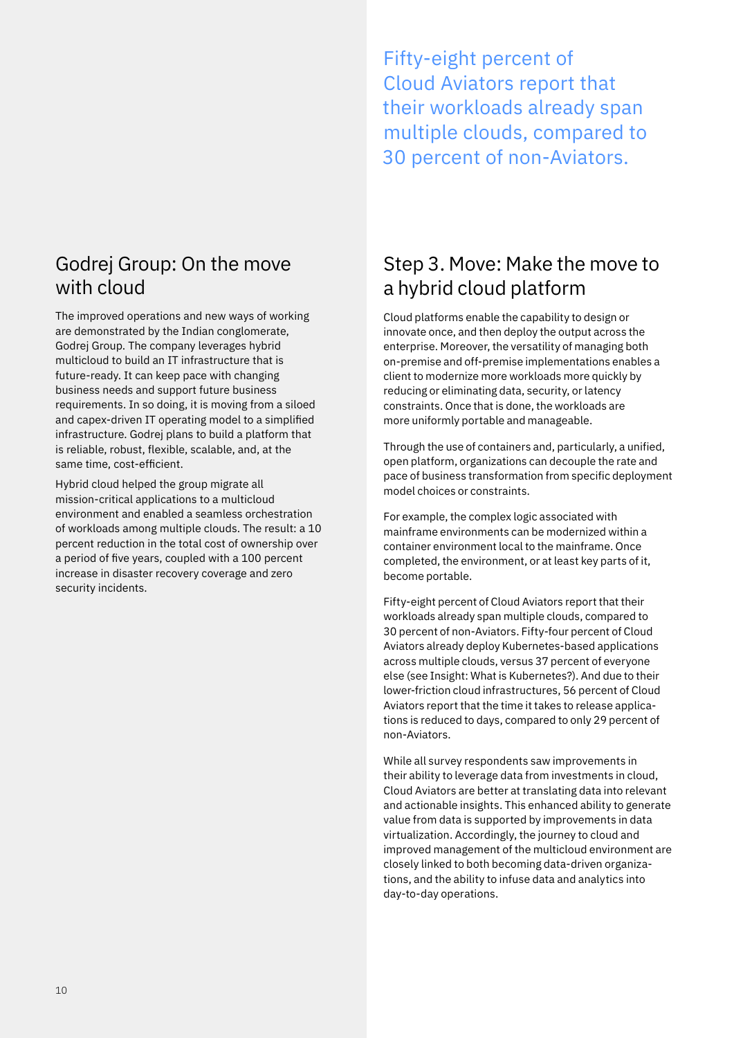Fifty-eight percent of Cloud Aviators report that their workloads already span multiple clouds, compared to 30 percent of non-Aviators.

## Step 3. Move: Make the move to a hybrid cloud platform

Cloud platforms enable the capability to design or innovate once, and then deploy the output across the enterprise. Moreover, the versatility of managing both on-premise and off-premise implementations enables a client to modernize more workloads more quickly by reducing or eliminating data, security, or latency constraints. Once that is done, the workloads are more uniformly portable and manageable.

Through the use of containers and, particularly, a unified, open platform, organizations can decouple the rate and pace of business transformation from specific deployment model choices or constraints.

For example, the complex logic associated with mainframe environments can be modernized within a container environment local to the mainframe. Once completed, the environment, or at least key parts of it, become portable.

Fifty-eight percent of Cloud Aviators report that their workloads already span multiple clouds, compared to 30 percent of non-Aviators. Fifty-four percent of Cloud Aviators already deploy Kubernetes-based applications across multiple clouds, versus 37 percent of everyone else (see Insight: What is Kubernetes?). And due to their lower-friction cloud infrastructures, 56 percent of Cloud Aviators report that the time it takes to release applications is reduced to days, compared to only 29 percent of non-Aviators.

While all survey respondents saw improvements in their ability to leverage data from investments in cloud, Cloud Aviators are better at translating data into relevant and actionable insights. This enhanced ability to generate value from data is supported by improvements in data virtualization. Accordingly, the journey to cloud and improved management of the multicloud environment are closely linked to both becoming data-driven organizations, and the ability to infuse data and analytics into day-to-day operations.

## Godrej Group: On the move with cloud

The improved operations and new ways of working are demonstrated by the Indian conglomerate, Godrej Group. The company leverages hybrid multicloud to build an IT infrastructure that is future-ready. It can keep pace with changing business needs and support future business requirements. In so doing, it is moving from a siloed and capex-driven IT operating model to a simplified infrastructure. Godrej plans to build a platform that is reliable, robust, flexible, scalable, and, at the same time, cost-efficient.

Hybrid cloud helped the group migrate all mission-critical applications to a multicloud environment and enabled a seamless orchestration of workloads among multiple clouds. The result: a 10 percent reduction in the total cost of ownership over a period of five years, coupled with a 100 percent increase in disaster recovery coverage and zero security incidents.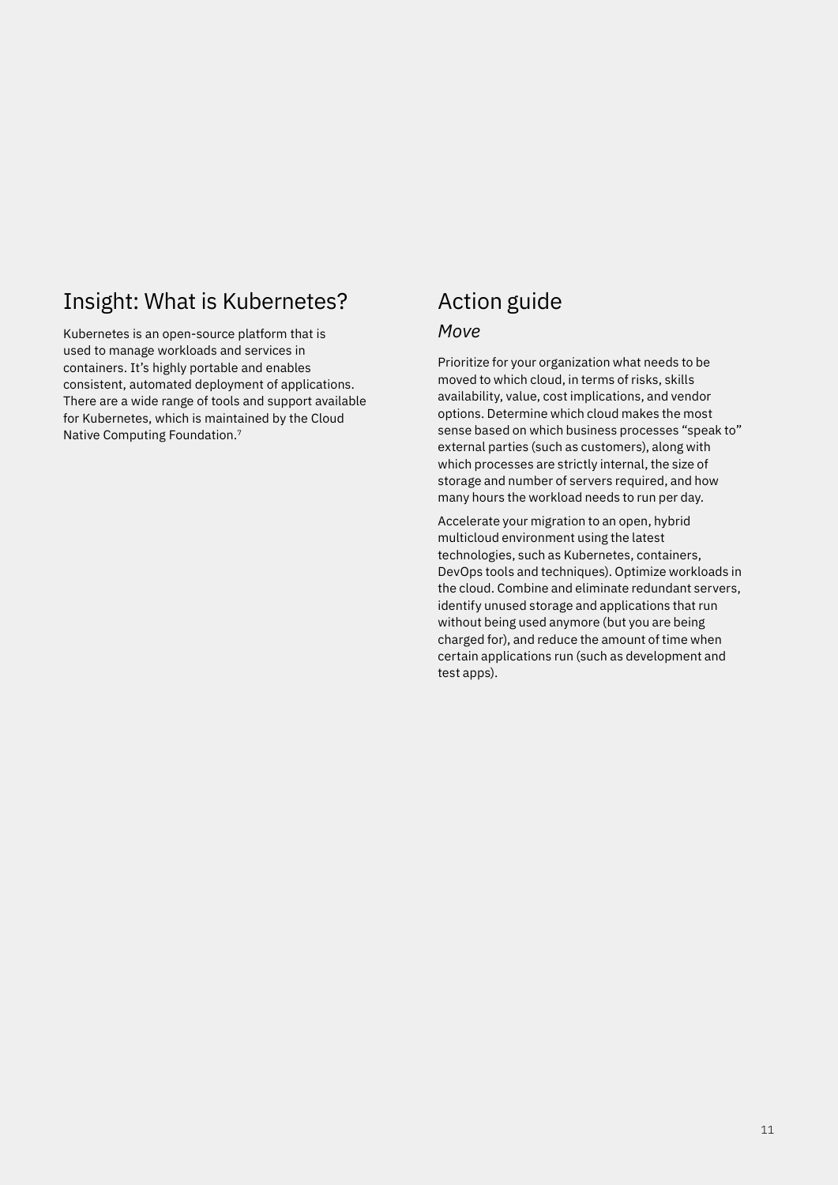## Insight: What is Kubernetes?

Kubernetes is an open-source platform that is used to manage workloads and services in containers. It's highly portable and enables consistent, automated deployment of applications. There are a wide range of tools and support available for Kubernetes, which is maintained by the Cloud Native Computing Foundation.[7]

## Action guide

### *Move*

Prioritize for your organization what needs to be moved to which cloud, in terms of risks, skills availability, value, cost implications, and vendor options. Determine which cloud makes the most sense based on which business processes "speak to" external parties (such as customers), along with which processes are strictly internal, the size of storage and number of servers required, and how many hours the workload needs to run per day.

Accelerate your migration to an open, hybrid multicloud environment using the latest technologies, such as Kubernetes, containers, DevOps tools and techniques). Optimize workloads in the cloud. Combine and eliminate redundant servers, identify unused storage and applications that run without being used anymore (but you are being charged for), and reduce the amount of time when certain applications run (such as development and test apps).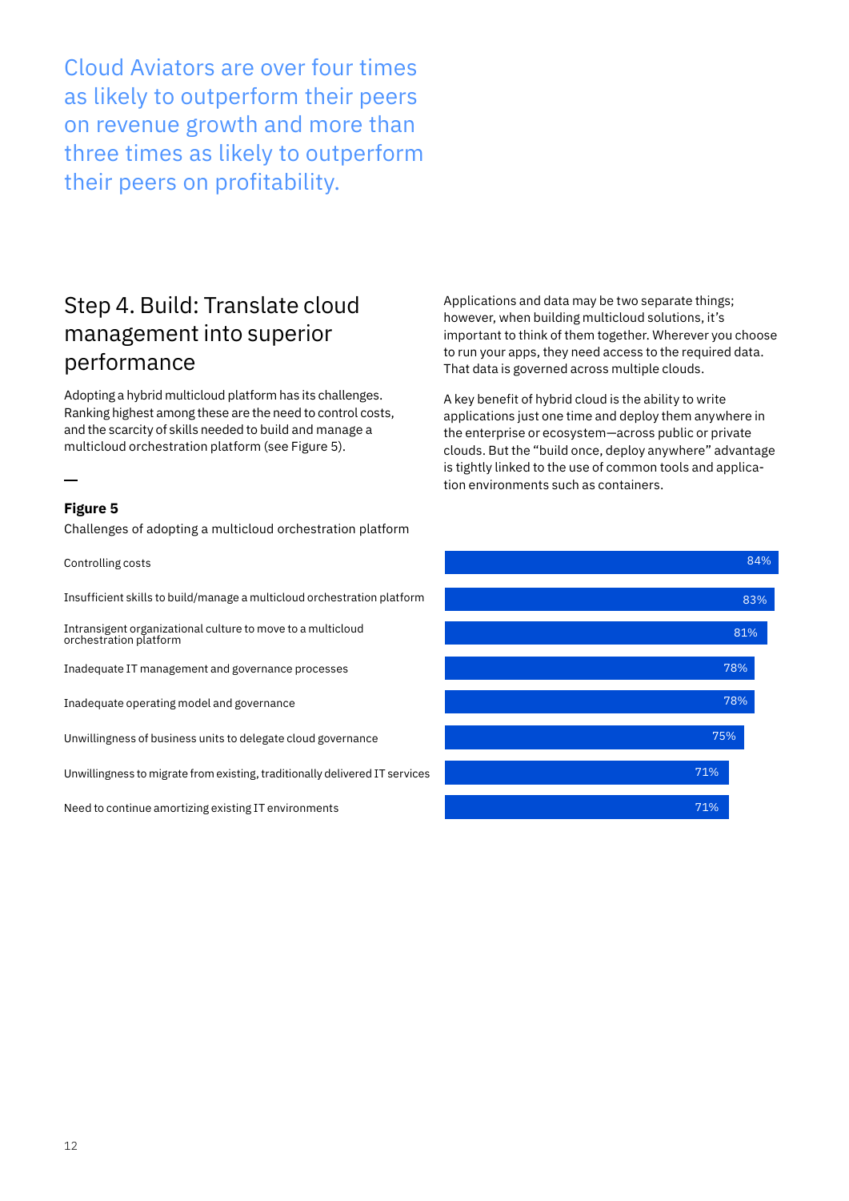Cloud Aviators are over four times as likely to outperform their peers on revenue growth and more than three times as likely to outperform their peers on profitability.

## Step 4. Build: Translate cloud management into superior performance

Adopting a hybrid multicloud platform has its challenges. Ranking highest among these are the need to control costs, and the scarcity of skills needed to build and manage a multicloud orchestration platform (see Figure 5).

Applications and data may be two separate things; however, when building multicloud solutions, it's important to think of them together. Wherever you choose to run your apps, they need access to the required data. That data is governed across multiple clouds.

A key benefit of hybrid cloud is the ability to write applications just one time and deploy them anywhere in the enterprise or ecosystem—across public or private clouds. But the "build once, deploy anywhere" advantage is tightly linked to the use of common tools and application environments such as containers.

**Figure 5**

Challenges of adopting a multicloud orchestration platform

Controlling costs 84%

Insufficient skills to build/manage a multicloud orchestration platform 83%

Intransigent organizational culture to move to a multicloud orchestration platform 81%

Inadequate IT management and governance processes 78%

Inadequate operating model and governance 78%

Unwillingness of business units to delegate cloud governance 75%

Unwillingness to migrate from existing, traditionally delivered IT services 71%

Need to continue amortizing existing IT environments 71%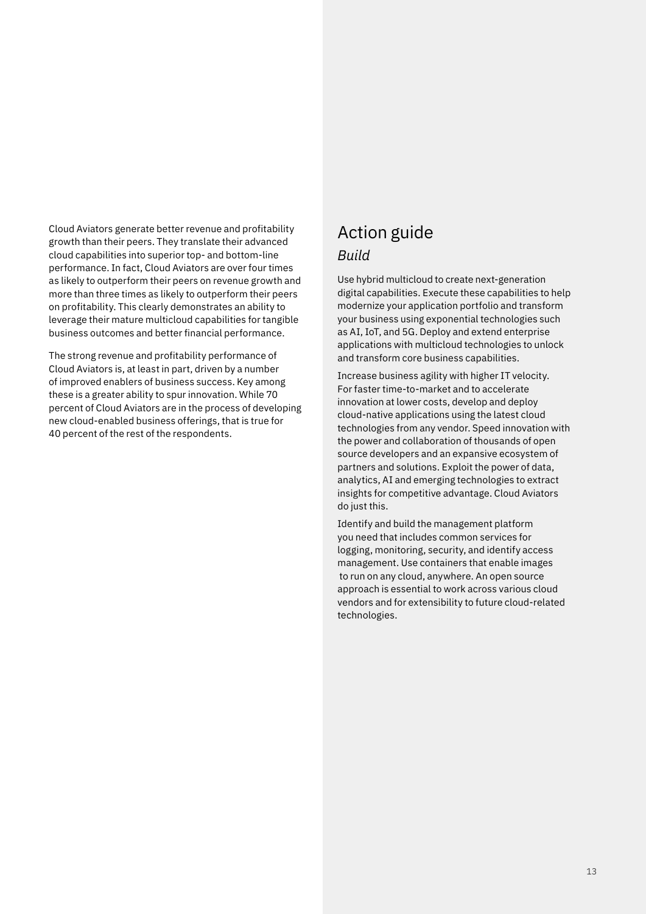Cloud Aviators generate better revenue and profitability growth than their peers. They translate their advanced cloud capabilities into superior top- and bottom-line performance. In fact, Cloud Aviators are over four times as likely to outperform their peers on revenue growth and more than three times as likely to outperform their peers on profitability. This clearly demonstrates an ability to leverage their mature multicloud capabilities for tangible business outcomes and better financial performance.

The strong revenue and profitability performance of Cloud Aviators is, at least in part, driven by a number of improved enablers of business success. Key among these is a greater ability to spur innovation. While 70 percent of Cloud Aviators are in the process of developing new cloud-enabled business offerings, that is true for 40 percent of the rest of the respondents.

## Action guide

### *Build*

Use hybrid multicloud to create next-generation digital capabilities. Execute these capabilities to help modernize your application portfolio and transform your business using exponential technologies such as AI, IoT, and 5G. Deploy and extend enterprise applications with multicloud technologies to unlock and transform core business capabilities.

Increase business agility with higher IT velocity. For faster time-to-market and to accelerate innovation at lower costs, develop and deploy cloud-native applications using the latest cloud technologies from any vendor. Speed innovation with the power and collaboration of thousands of open source developers and an expansive ecosystem of partners and solutions. Exploit the power of data, analytics, AI and emerging technologies to extract insights for competitive advantage. Cloud Aviators do just this.

Identify and build the management platform you need that includes common services for logging, monitoring, security, and identify access management. Use containers that enable images to run on any cloud, anywhere. An open source approach is essential to work across various cloud vendors and for extensibility to future cloud-related technologies.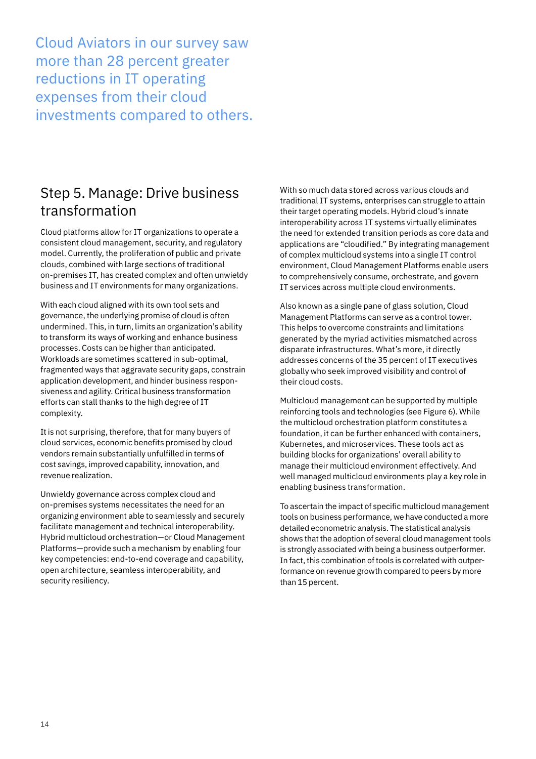Cloud Aviators in our survey saw more than 28 percent greater reductions in IT operating expenses from their cloud investments compared to others.

## Step 5. Manage: Drive business transformation

Cloud platforms allow for IT organizations to operate a consistent cloud management, security, and regulatory model. Currently, the proliferation of public and private clouds, combined with large sections of traditional on-premises IT, has created complex and often unwieldy business and IT environments for many organizations.

With each cloud aligned with its own tool sets and governance, the underlying promise of cloud is often undermined. This, in turn, limits an organization's ability to transform its ways of working and enhance business processes. Costs can be higher than anticipated. Workloads are sometimes scattered in sub-optimal, fragmented ways that aggravate security gaps, constrain application development, and hinder business responsiveness and agility. Critical business transformation efforts can stall thanks to the high degree of IT complexity.

It is not surprising, therefore, that for many buyers of cloud services, economic benefits promised by cloud vendors remain substantially unfulfilled in terms of cost savings, improved capability, innovation, and revenue realization.

Unwieldy governance across complex cloud and on-premises systems necessitates the need for an organizing environment able to seamlessly and securely facilitate management and technical interoperability. Hybrid multicloud orchestration—or Cloud Management Platforms—provide such a mechanism by enabling four key competencies: end-to-end coverage and capability, open architecture, seamless interoperability, and security resiliency.

With so much data stored across various clouds and traditional IT systems, enterprises can struggle to attain their target operating models. Hybrid cloud's innate interoperability across IT systems virtually eliminates the need for extended transition periods as core data and applications are "cloudified." By integrating management of complex multicloud systems into a single IT control environment, Cloud Management Platforms enable users to comprehensively consume, orchestrate, and govern IT services across multiple cloud environments.

Also known as a single pane of glass solution, Cloud Management Platforms can serve as a control tower. This helps to overcome constraints and limitations generated by the myriad activities mismatched across disparate infrastructures. What's more, it directly addresses concerns of the 35 percent of IT executives globally who seek improved visibility and control of their cloud costs.

Multicloud management can be supported by multiple reinforcing tools and technologies (see Figure 6). While the multicloud orchestration platform constitutes a foundation, it can be further enhanced with containers, Kubernetes, and microservices. These tools act as building blocks for organizations' overall ability to manage their multicloud environment effectively. And well managed multicloud environments play a key role in enabling business transformation.

To ascertain the impact of specific multicloud management tools on business performance, we have conducted a more detailed econometric analysis. The statistical analysis shows that the adoption of several cloud management tools is strongly associated with being a business outperformer. In fact, this combination of tools is correlated with outperformance on revenue growth compared to peers by more than 15 percent.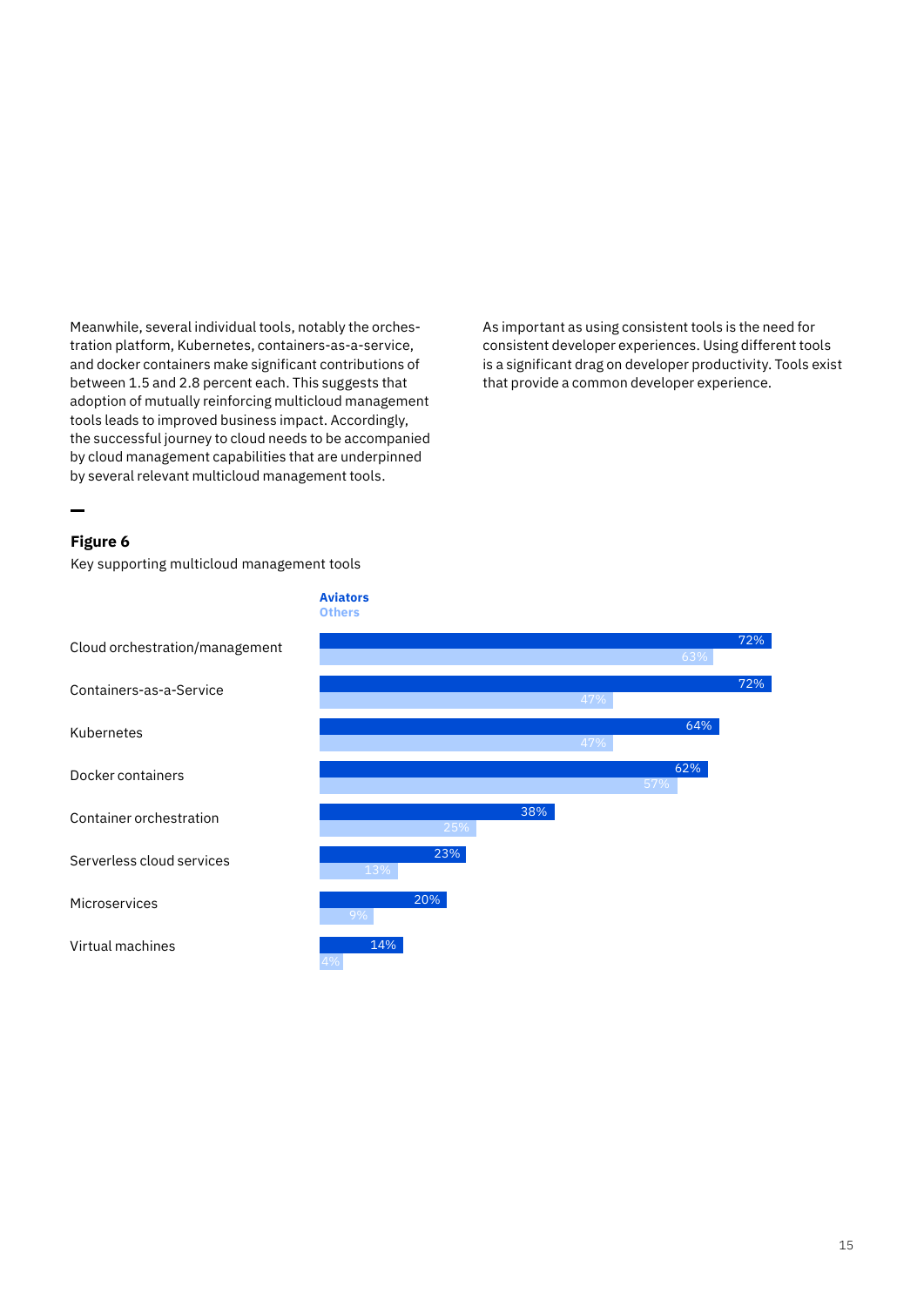Meanwhile, several individual tools, notably the orchestration platform, Kubernetes, containers-as-a-service, and docker containers make significant contributions of between 1.5 and 2.8 percent each. This suggests that adoption of mutually reinforcing multicloud management tools leads to improved business impact. Accordingly, the successful journey to cloud needs to be accompanied by cloud management capabilities that are underpinned by several relevant multicloud management tools.

As important as using consistent tools is the need for consistent developer experiences. Using different tools is a significant drag on developer productivity. Tools exist that provide a common developer experience.

**Figure 6**

Key supporting multicloud management tools

Aviators
Others

Cloud orchestration/management
72%
63%

Containers-as-a-Service
72%
47%

Kubernetes
64%
47%

Docker containers
62%
57%

Container orchestration
38%
25%

Serverless cloud services
23%
13%

Microservices
20%
9%

Virtual machines
14%
4%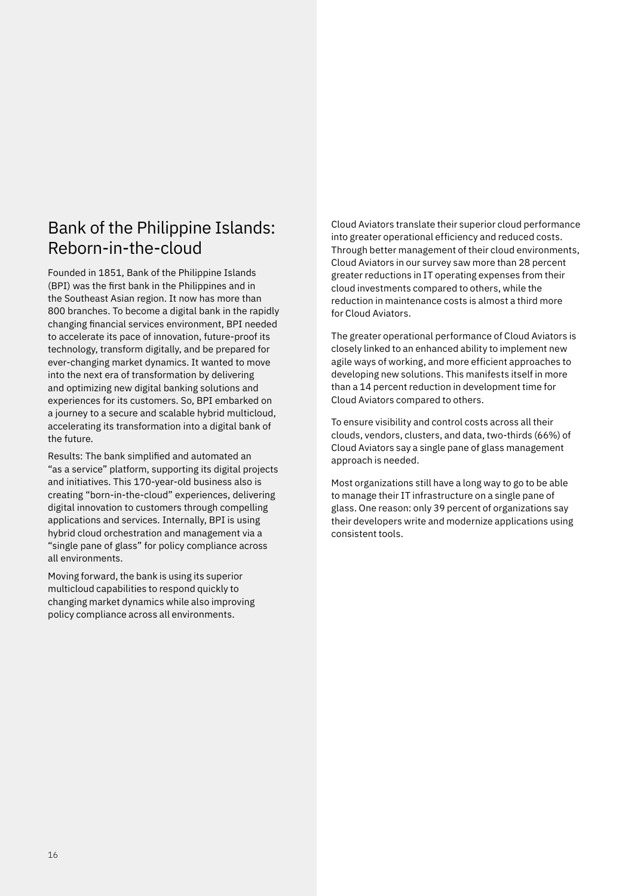## Bank of the Philippine Islands: Reborn-in-the-cloud

Founded in 1851, Bank of the Philippine Islands (BPI) was the first bank in the Philippines and in the Southeast Asian region. It now has more than 800 branches. To become a digital bank in the rapidly changing financial services environment, BPI needed to accelerate its pace of innovation, future-proof its technology, transform digitally, and be prepared for ever-changing market dynamics. It wanted to move into the next era of transformation by delivering and optimizing new digital banking solutions and experiences for its customers. So, BPI embarked on a journey to a secure and scalable hybrid multicloud, accelerating its transformation into a digital bank of the future.

Results: The bank simplified and automated an "as a service" platform, supporting its digital projects and initiatives. This 170-year-old business also is creating "born-in-the-cloud" experiences, delivering digital innovation to customers through compelling applications and services. Internally, BPI is using hybrid cloud orchestration and management via a "single pane of glass" for policy compliance across all environments.

Moving forward, the bank is using its superior multicloud capabilities to respond quickly to changing market dynamics while also improving policy compliance across all environments.

Cloud Aviators translate their superior cloud performance into greater operational efficiency and reduced costs. Through better management of their cloud environments, Cloud Aviators in our survey saw more than 28 percent greater reductions in IT operating expenses from their cloud investments compared to others, while the reduction in maintenance costs is almost a third more for Cloud Aviators.

The greater operational performance of Cloud Aviators is closely linked to an enhanced ability to implement new agile ways of working, and more efficient approaches to developing new solutions. This manifests itself in more than a 14 percent reduction in development time for Cloud Aviators compared to others.

To ensure visibility and control costs across all their clouds, vendors, clusters, and data, two-thirds (66%) of Cloud Aviators say a single pane of glass management approach is needed.

Most organizations still have a long way to go to be able to manage their IT infrastructure on a single pane of glass. One reason: only 39 percent of organizations say their developers write and modernize applications using consistent tools.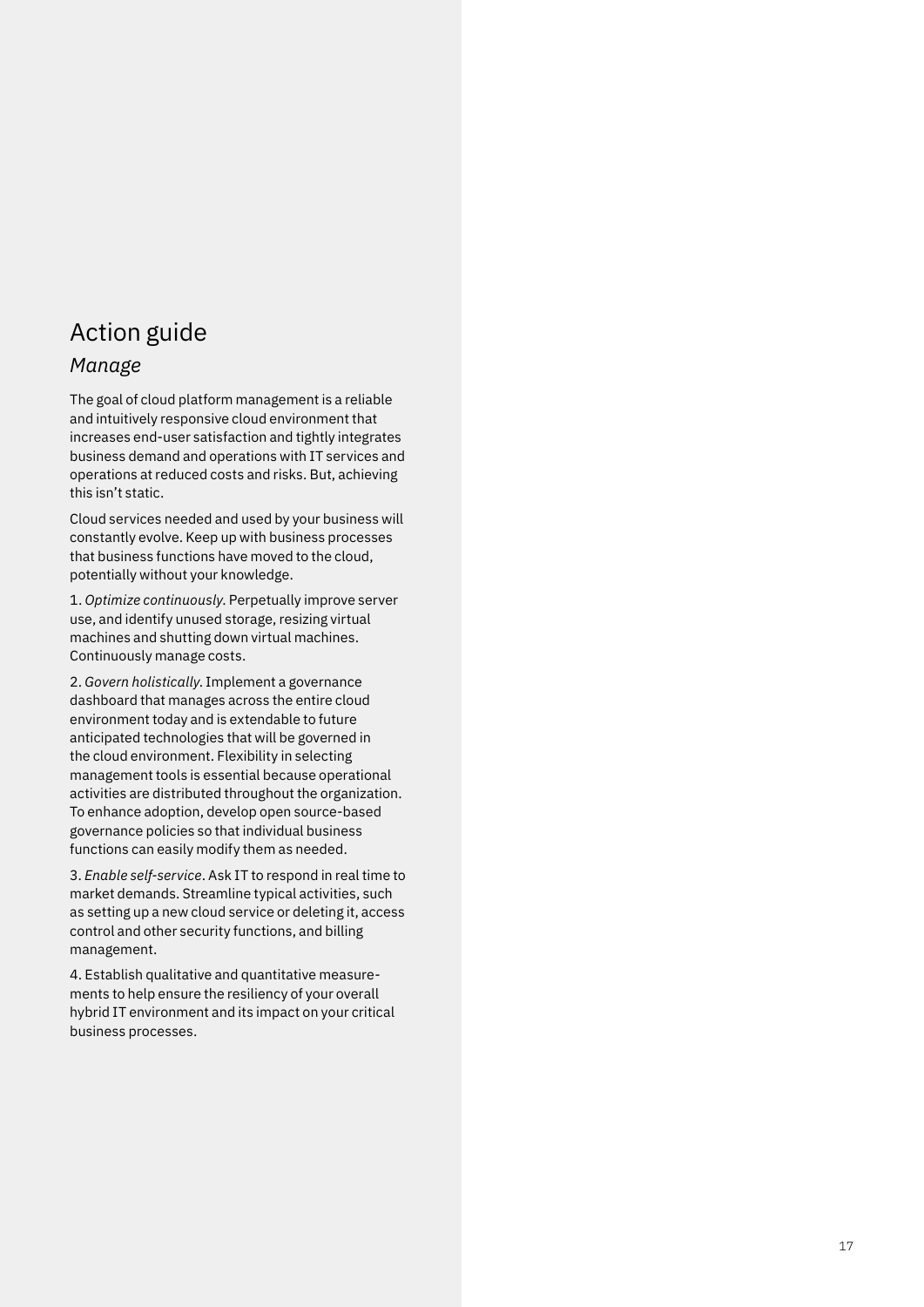# Action guide

## *Manage*

The goal of cloud platform management is a reliable and intuitively responsive cloud environment that increases end-user satisfaction and tightly integrates business demand and operations with IT services and operations at reduced costs and risks. But, achieving this isn't static.

Cloud services needed and used by your business will constantly evolve. Keep up with business processes that business functions have moved to the cloud, potentially without your knowledge.

1. *Optimize continuously*. Perpetually improve server use, and identify unused storage, resizing virtual machines and shutting down virtual machines. Continuously manage costs.

2. *Govern holistically*. Implement a governance dashboard that manages across the entire cloud environment today and is extendable to future anticipated technologies that will be governed in the cloud environment. Flexibility in selecting management tools is essential because operational activities are distributed throughout the organization. To enhance adoption, develop open source-based governance policies so that individual business functions can easily modify them as needed.

3. *Enable self-service*. Ask IT to respond in real time to market demands. Streamline typical activities, such as setting up a new cloud service or deleting it, access control and other security functions, and billing management.

4. Establish qualitative and quantitative measurements to help ensure the resiliency of your overall hybrid IT environment and its impact on your critical business processes.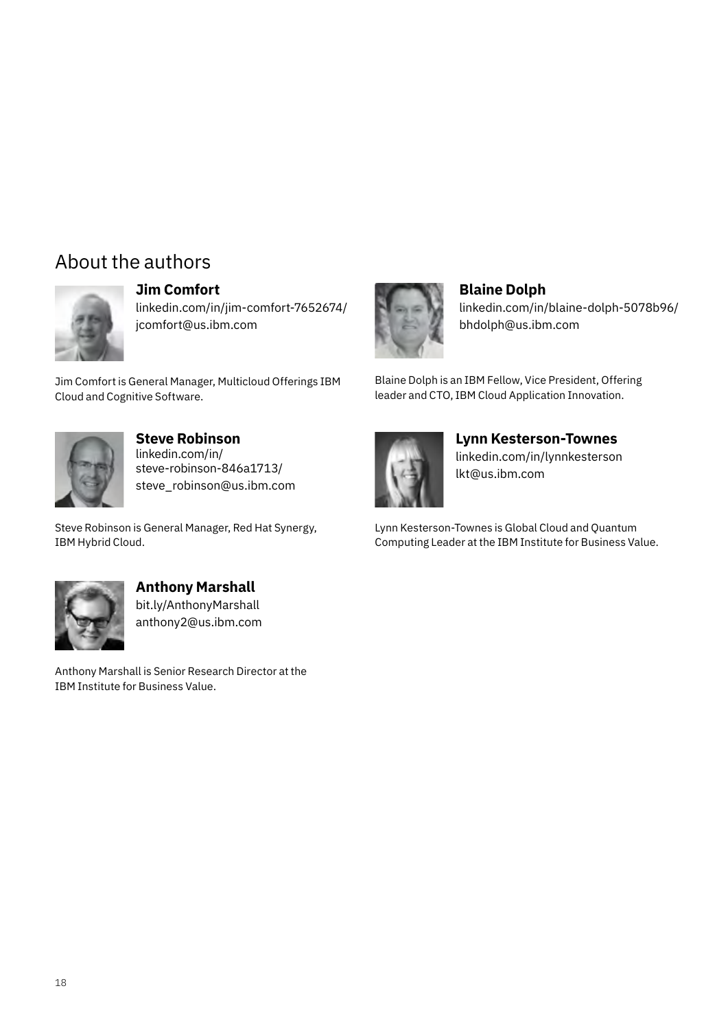## About the authors

### Jim Comfort

linkedin.com/in/jim-comfort-7652674/
jcomfort@us.ibm.com

Jim Comfort is General Manager, Multicloud Offerings IBM Cloud and Cognitive Software.

### Steve Robinson

linkedin.com/in/steve-robinson-846a1713/
steve_robinson@us.ibm.com

Steve Robinson is General Manager, Red Hat Synergy, IBM Hybrid Cloud.

### Anthony Marshall

bit.ly/AnthonyMarshall
anthony2@us.ibm.com

Anthony Marshall is Senior Research Director at the IBM Institute for Business Value.

### Blaine Dolph

linkedin.com/in/blaine-dolph-5078b96/
bhdolph@us.ibm.com

Blaine Dolph is an IBM Fellow, Vice President, Offering leader and CTO, IBM Cloud Application Innovation.

### Lynn Kesterson-Townes

linkedin.com/in/lynnkesterson
lkt@us.ibm.com

Lynn Kesterson-Townes is Global Cloud and Quantum Computing Leader at the IBM Institute for Business Value.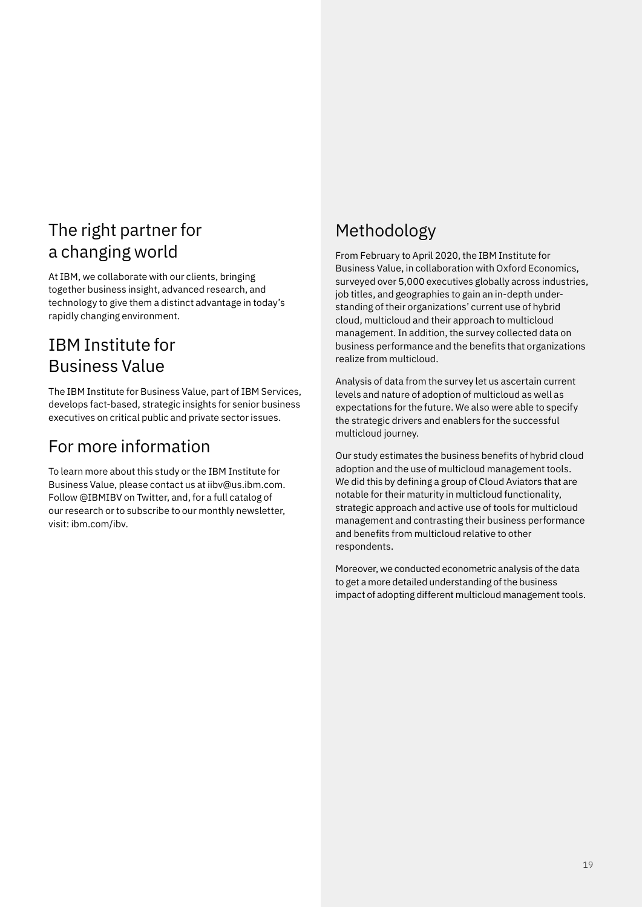## The right partner for a changing world

At IBM, we collaborate with our clients, bringing together business insight, advanced research, and technology to give them a distinct advantage in today's rapidly changing environment.

## IBM Institute for Business Value

The IBM Institute for Business Value, part of IBM Services, develops fact-based, strategic insights for senior business executives on critical public and private sector issues.

## For more information

To learn more about this study or the IBM Institute for Business Value, please contact us at iibv@us.ibm.com. Follow @IBMIBV on Twitter, and, for a full catalog of our research or to subscribe to our monthly newsletter, visit: ibm.com/ibv.

## Methodology

From February to April 2020, the IBM Institute for Business Value, in collaboration with Oxford Economics, surveyed over 5,000 executives globally across industries, job titles, and geographies to gain an in-depth understanding of their organizations' current use of hybrid cloud, multicloud and their approach to multicloud management. In addition, the survey collected data on business performance and the benefits that organizations realize from multicloud.

Analysis of data from the survey let us ascertain current levels and nature of adoption of multicloud as well as expectations for the future. We also were able to specify the strategic drivers and enablers for the successful multicloud journey.

Our study estimates the business benefits of hybrid cloud adoption and the use of multicloud management tools. We did this by defining a group of Cloud Aviators that are notable for their maturity in multicloud functionality, strategic approach and active use of tools for multicloud management and contrasting their business performance and benefits from multicloud relative to other respondents.

Moreover, we conducted econometric analysis of the data to get a more detailed understanding of the business impact of adopting different multicloud management tools.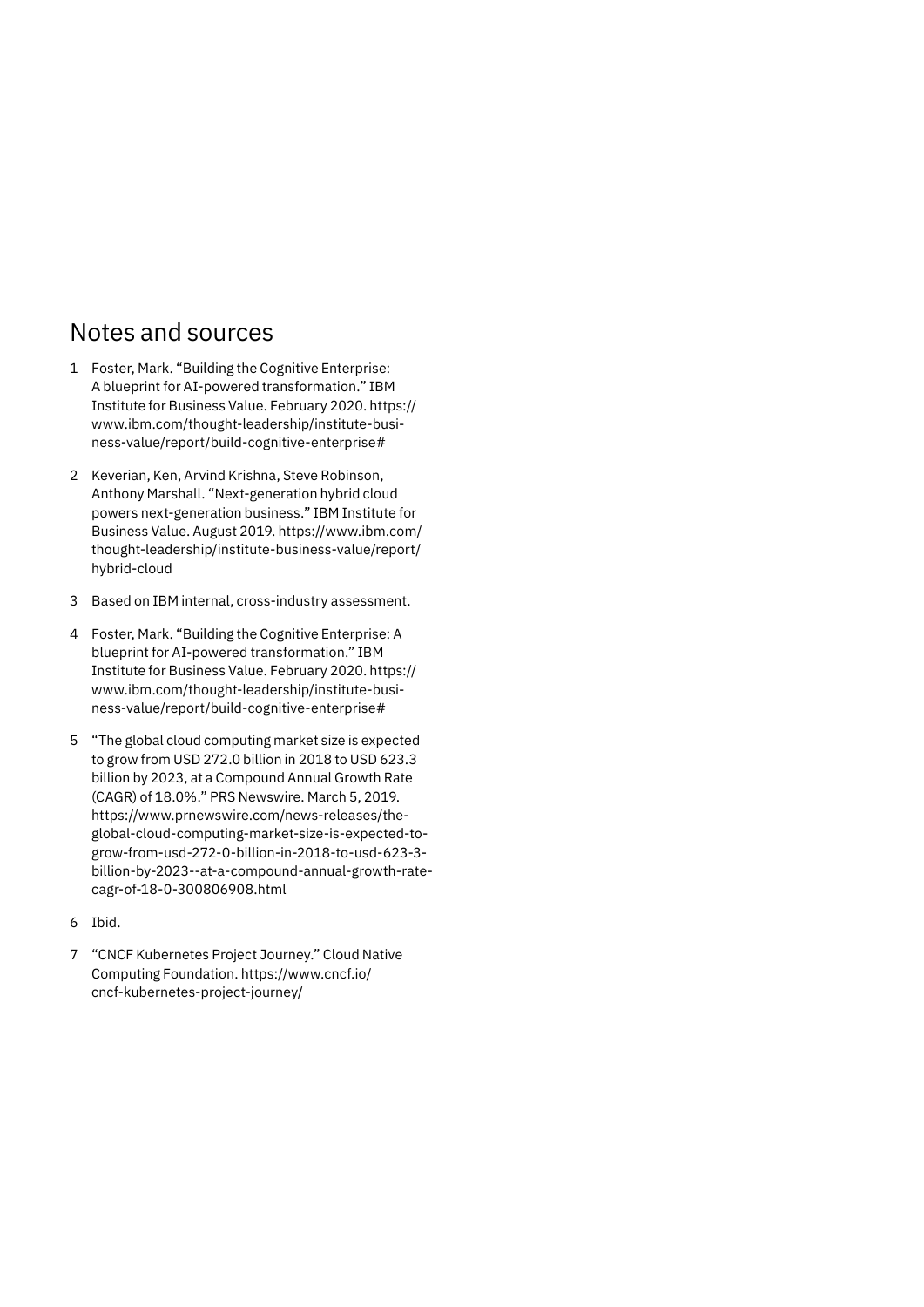## Notes and sources

1. Foster, Mark. "Building the Cognitive Enterprise: A blueprint for AI-powered transformation." IBM Institute for Business Value. February 2020. https://www.ibm.com/thought-leadership/institute-business-value/report/build-cognitive-enterprise#

2. Keverian, Ken, Arvind Krishna, Steve Robinson, Anthony Marshall. "Next-generation hybrid cloud powers next-generation business." IBM Institute for Business Value. August 2019. https://www.ibm.com/thought-leadership/institute-business-value/report/hybrid-cloud

3. Based on IBM internal, cross-industry assessment.

4. Foster, Mark. "Building the Cognitive Enterprise: A blueprint for AI-powered transformation." IBM Institute for Business Value. February 2020. https://www.ibm.com/thought-leadership/institute-business-value/report/build-cognitive-enterprise#

5. "The global cloud computing market size is expected to grow from USD 272.0 billion in 2018 to USD 623.3 billion by 2023, at a Compound Annual Growth Rate (CAGR) of 18.0%." PRS Newswire. March 5, 2019. https://www.prnewswire.com/news-releases/the-global-cloud-computing-market-size-is-expected-to-grow-from-usd-272-0-billion-in-2018-to-usd-623-3-billion-by-2023--at-a-compound-annual-growth-rate-cagr-of-18-0-300806908.html

6. Ibid.

7. "CNCF Kubernetes Project Journey." Cloud Native Computing Foundation. https://www.cncf.io/cncf-kubernetes-project-journey/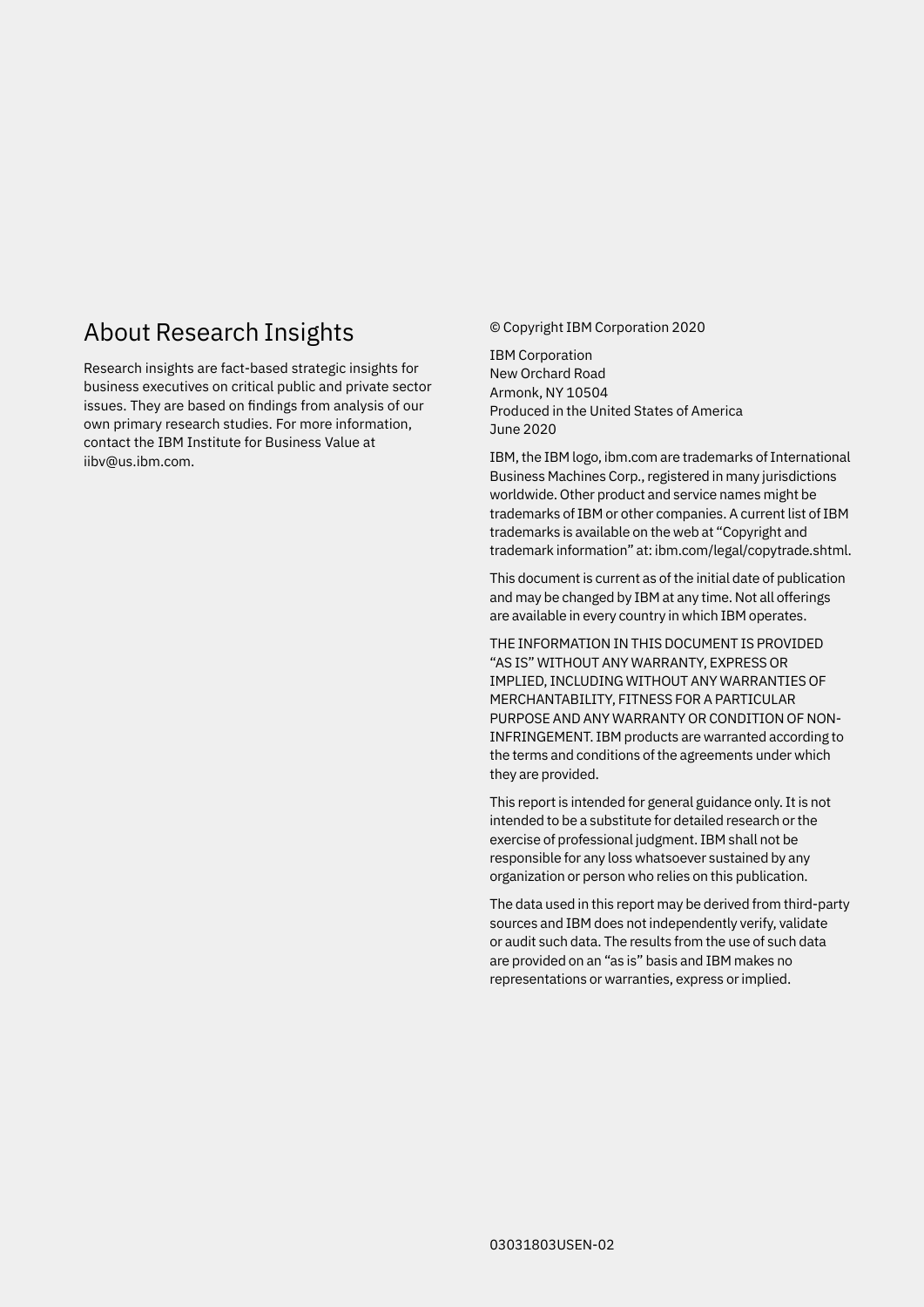## About Research Insights

Research insights are fact-based strategic insights for business executives on critical public and private sector issues. They are based on findings from analysis of our own primary research studies. For more information, contact the IBM Institute for Business Value at iibv@us.ibm.com.

© Copyright IBM Corporation 2020

IBM Corporation
New Orchard Road
Armonk, NY 10504
Produced in the United States of America
June 2020

IBM, the IBM logo, ibm.com are trademarks of International Business Machines Corp., registered in many jurisdictions worldwide. Other product and service names might be trademarks of IBM or other companies. A current list of IBM trademarks is available on the web at "Copyright and trademark information" at: ibm.com/legal/copytrade.shtml.

This document is current as of the initial date of publication and may be changed by IBM at any time. Not all offerings are available in every country in which IBM operates.

THE INFORMATION IN THIS DOCUMENT IS PROVIDED "AS IS" WITHOUT ANY WARRANTY, EXPRESS OR IMPLIED, INCLUDING WITHOUT ANY WARRANTIES OF MERCHANTABILITY, FITNESS FOR A PARTICULAR PURPOSE AND ANY WARRANTY OR CONDITION OF NON-INFRINGEMENT. IBM products are warranted according to the terms and conditions of the agreements under which they are provided.

This report is intended for general guidance only. It is not intended to be a substitute for detailed research or the exercise of professional judgment. IBM shall not be responsible for any loss whatsoever sustained by any organization or person who relies on this publication.

The data used in this report may be derived from third-party sources and IBM does not independently verify, validate or audit such data. The results from the use of such data are provided on an "as is" basis and IBM makes no representations or warranties, express or implied.

03031803USEN-02